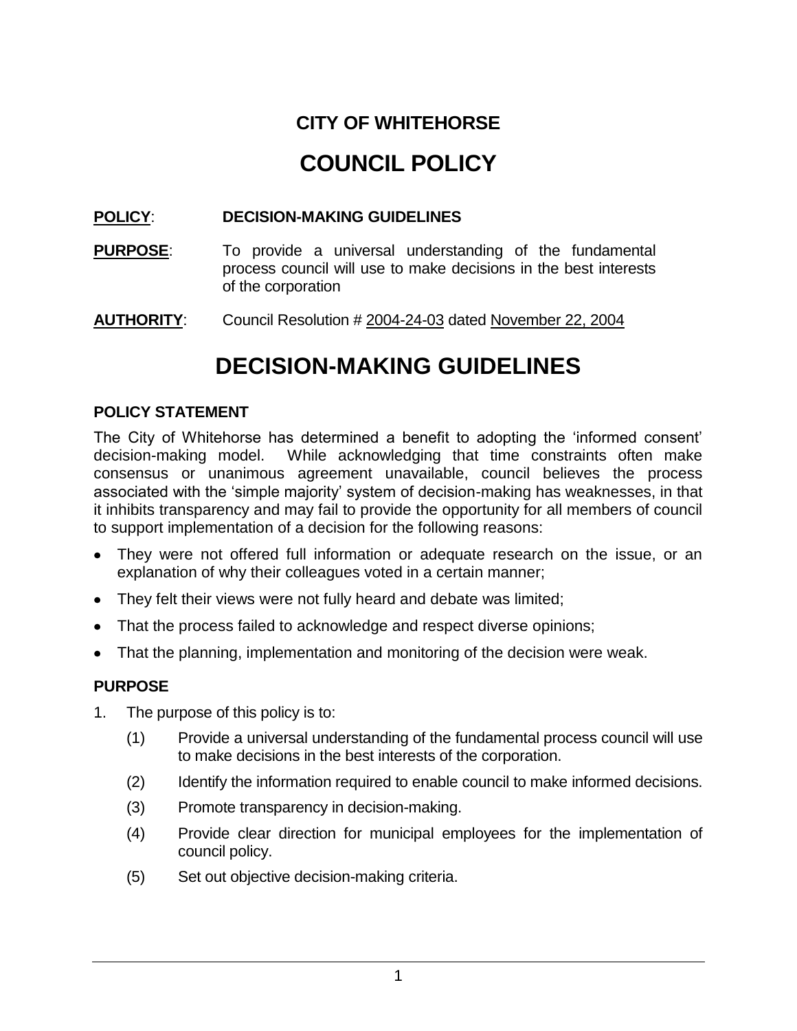# CITY OF WHITEHORSE

# COUNCIL POLICY

**POLICY**: **DECISION-MAKING GUIDELINES**

**PURPOSE**: To provide a universal understanding of the fundamental process council will use to make decisions in the best interests of the corporation

**AUTHORITY**: Council Resolution # 2004-24-03 dated November 22, 2004

# DECISION-MAKING GUIDELINES

### POLICY STATEMENT

The City of Whitehorse has determined a benefit to adopting the 'informed consent' decision-making model. While acknowledging that time constraints often make consensus or unanimous agreement unavailable, council believes the process associated with the 'simple majority' system of decision-making has weaknesses, in that it inhibits transparency and may fail to provide the opportunity for all members of council to support implementation of a decision for the following reasons:

- They were not offered full information or adequate research on the issue, or an explanation of why their colleagues voted in a certain manner;
- They felt their views were not fully heard and debate was limited;
- That the process failed to acknowledge and respect diverse opinions;
- That the planning, implementation and monitoring of the decision were weak.

### PURPOSE

1. The purpose of this policy is to:
   - (1) Provide a universal understanding of the fundamental process council will use to make decisions in the best interests of the corporation.
   - (2) Identify the information required to enable council to make informed decisions.
   - (3) Promote transparency in decision-making.
   - (4) Provide clear direction for municipal employees for the implementation of council policy.
   - (5) Set out objective decision-making criteria.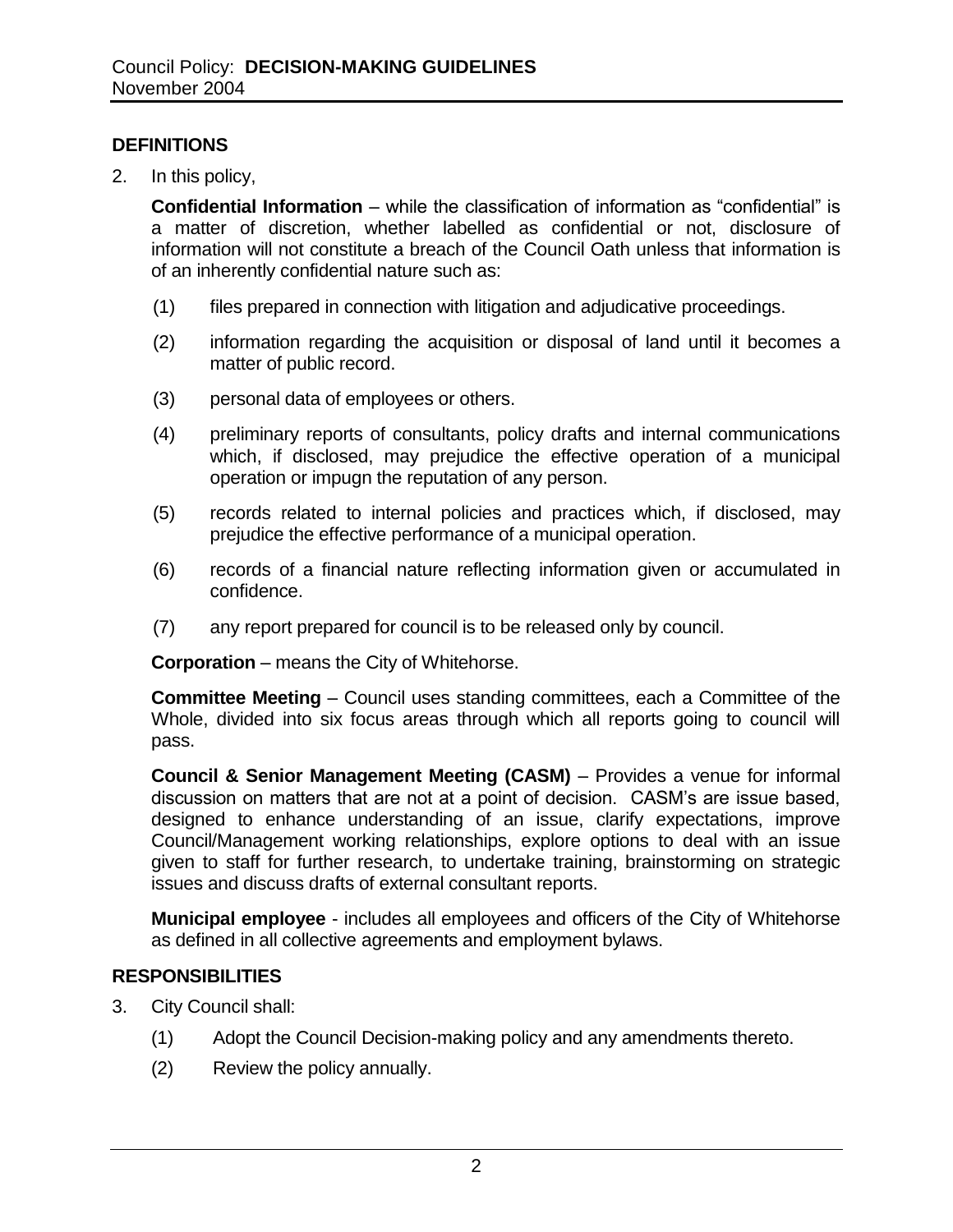## DEFINITIONS

2. In this policy,

   **Confidential Information** – while the classification of information as "confidential" is a matter of discretion, whether labelled as confidential or not, disclosure of information will not constitute a breach of the Council Oath unless that information is of an inherently confidential nature such as:

   (1) files prepared in connection with litigation and adjudicative proceedings.

   (2) information regarding the acquisition or disposal of land until it becomes a matter of public record.

   (3) personal data of employees or others.

   (4) preliminary reports of consultants, policy drafts and internal communications which, if disclosed, may prejudice the effective operation of a municipal operation or impugn the reputation of any person.

   (5) records related to internal policies and practices which, if disclosed, may prejudice the effective performance of a municipal operation.

   (6) records of a financial nature reflecting information given or accumulated in confidence.

   (7) any report prepared for council is to be released only by council.

   **Corporation** – means the City of Whitehorse.

   **Committee Meeting** – Council uses standing committees, each a Committee of the Whole, divided into six focus areas through which all reports going to council will pass.

   **Council & Senior Management Meeting (CASM)** – Provides a venue for informal discussion on matters that are not at a point of decision. CASM's are issue based, designed to enhance understanding of an issue, clarify expectations, improve Council/Management working relationships, explore options to deal with an issue given to staff for further research, to undertake training, brainstorming on strategic issues and discuss drafts of external consultant reports.

   **Municipal employee** - includes all employees and officers of the City of Whitehorse as defined in all collective agreements and employment bylaws.

## RESPONSIBILITIES

3. City Council shall:

   (1) Adopt the Council Decision-making policy and any amendments thereto.

   (2) Review the policy annually.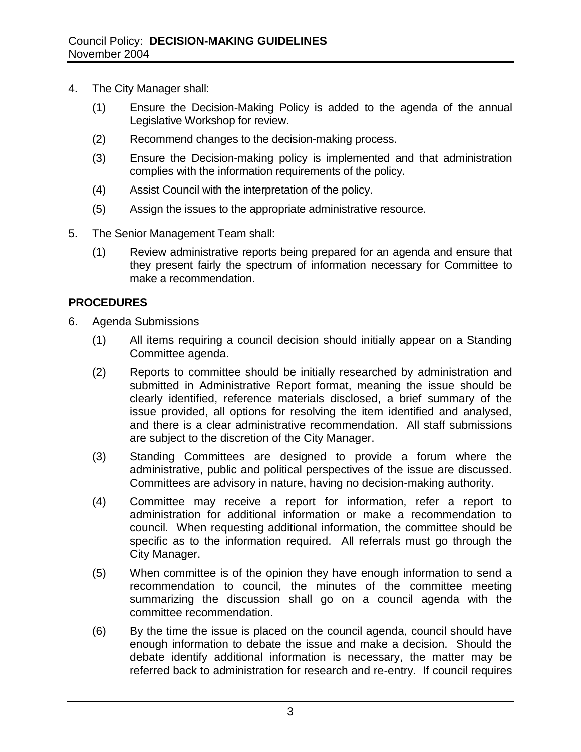4. The City Manager shall:

   (1) Ensure the Decision-Making Policy is added to the agenda of the annual Legislative Workshop for review.

   (2) Recommend changes to the decision-making process.

   (3) Ensure the Decision-making policy is implemented and that administration complies with the information requirements of the policy.

   (4) Assist Council with the interpretation of the policy.

   (5) Assign the issues to the appropriate administrative resource.

5. The Senior Management Team shall:

   (1) Review administrative reports being prepared for an agenda and ensure that they present fairly the spectrum of information necessary for Committee to make a recommendation.

## PROCEDURES

6. Agenda Submissions

   (1) All items requiring a council decision should initially appear on a Standing Committee agenda.

   (2) Reports to committee should be initially researched by administration and submitted in Administrative Report format, meaning the issue should be clearly identified, reference materials disclosed, a brief summary of the issue provided, all options for resolving the item identified and analysed, and there is a clear administrative recommendation. All staff submissions are subject to the discretion of the City Manager.

   (3) Standing Committees are designed to provide a forum where the administrative, public and political perspectives of the issue are discussed. Committees are advisory in nature, having no decision-making authority.

   (4) Committee may receive a report for information, refer a report to administration for additional information or make a recommendation to council. When requesting additional information, the committee should be specific as to the information required. All referrals must go through the City Manager.

   (5) When committee is of the opinion they have enough information to send a recommendation to council, the minutes of the committee meeting summarizing the discussion shall go on a council agenda with the committee recommendation.

   (6) By the time the issue is placed on the council agenda, council should have enough information to debate the issue and make a decision. Should the debate identify additional information is necessary, the matter may be referred back to administration for research and re-entry. If council requires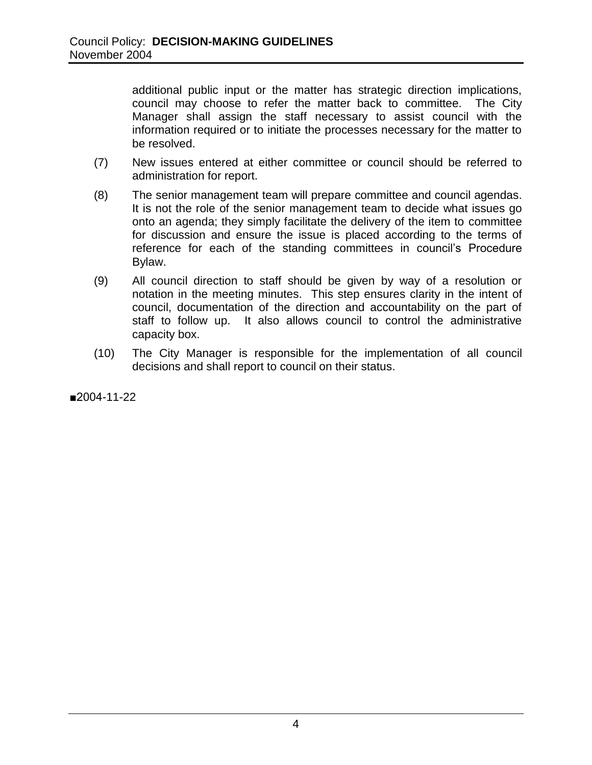additional public input or the matter has strategic direction implications, council may choose to refer the matter back to committee. The City Manager shall assign the staff necessary to assist council with the information required or to initiate the processes necessary for the matter to be resolved.

(7) New issues entered at either committee or council should be referred to administration for report.

(8) The senior management team will prepare committee and council agendas. It is not the role of the senior management team to decide what issues go onto an agenda; they simply facilitate the delivery of the item to committee for discussion and ensure the issue is placed according to the terms of reference for each of the standing committees in council's Procedure Bylaw.

(9) All council direction to staff should be given by way of a resolution or notation in the meeting minutes. This step ensures clarity in the intent of council, documentation of the direction and accountability on the part of staff to follow up. It also allows council to control the administrative capacity box.

(10) The City Manager is responsible for the implementation of all council decisions and shall report to council on their status.

■2004-11-22